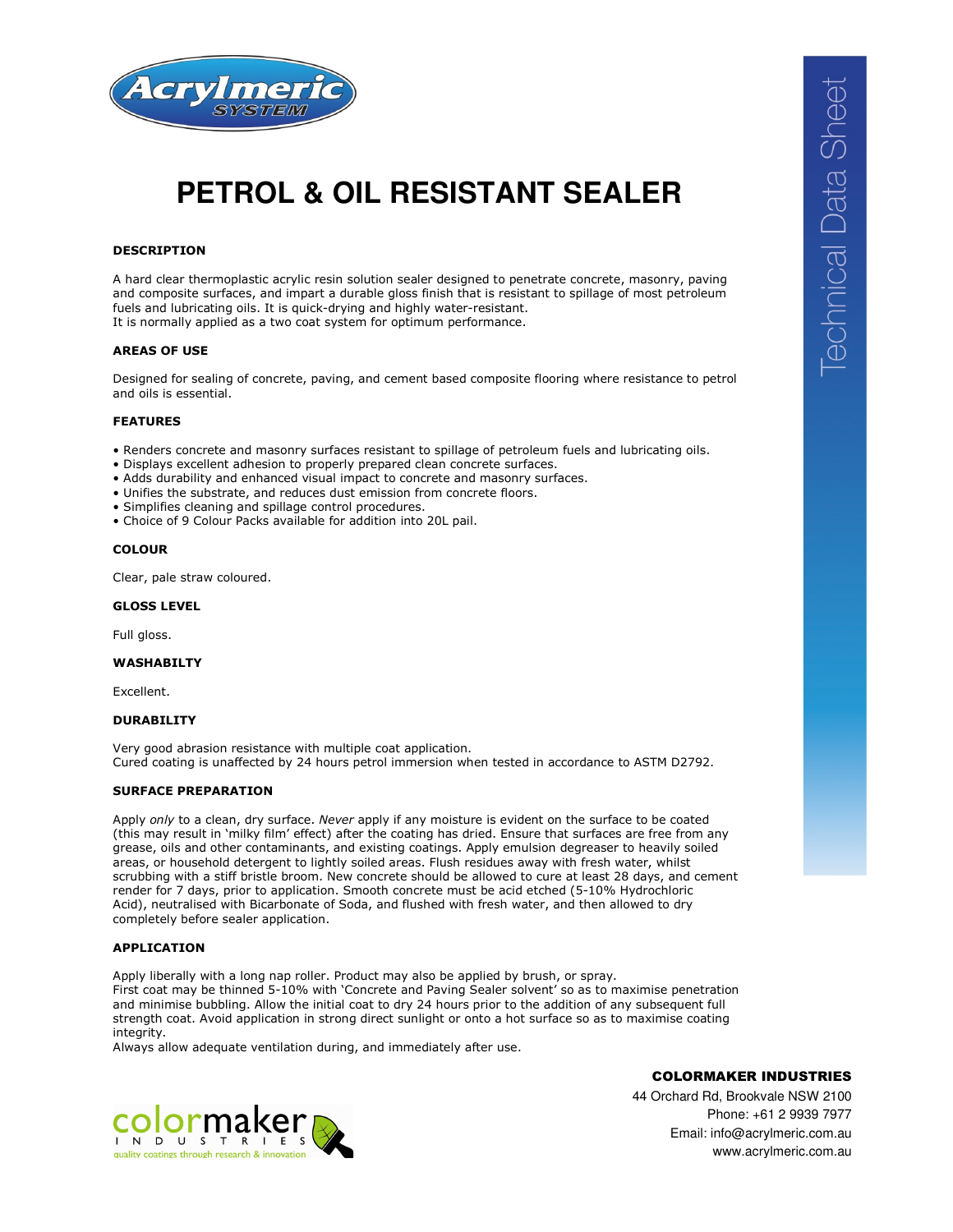# PETROL & OIL RESISTANT SEALER

**DESCRIPTION**

A hard clear thermoplastic acrylic resin solution sealer designed to penetrate concrete, masonry, paving and composite surfaces, and impart a durable gloss finish that is resistant to spillage of most petroleum fuels and lubricating oils. It is quick-drying and highly water-resistant.
It is normally applied as a two coat system for optimum performance.

**AREAS OF USE**

Designed for sealing of concrete, paving, and cement based composite flooring where resistance to petrol and oils is essential.

**FEATURES**

- Renders concrete and masonry surfaces resistant to spillage of petroleum fuels and lubricating oils.
- Displays excellent adhesion to properly prepared clean concrete surfaces.
- Adds durability and enhanced visual impact to concrete and masonry surfaces.
- Unifies the substrate, and reduces dust emission from concrete floors.
- Simplifies cleaning and spillage control procedures.
- Choice of 9 Colour Packs available for addition into 20L pail.

**COLOUR**

Clear, pale straw coloured.

**GLOSS LEVEL**

Full gloss.

**WASHABILTY**

Excellent.

**DURABILITY**

Very good abrasion resistance with multiple coat application.
Cured coating is unaffected by 24 hours petrol immersion when tested in accordance to ASTM D2792.

**SURFACE PREPARATION**

Apply *only* to a clean, dry surface. *Never* apply if any moisture is evident on the surface to be coated (this may result in 'milky film' effect) after the coating has dried. Ensure that surfaces are free from any grease, oils and other contaminants, and existing coatings. Apply emulsion degreaser to heavily soiled areas, or household detergent to lightly soiled areas. Flush residues away with fresh water, whilst scrubbing with a stiff bristle broom. New concrete should be allowed to cure at least 28 days, and cement render for 7 days, prior to application. Smooth concrete must be acid etched (5-10% Hydrochloric Acid), neutralised with Bicarbonate of Soda, and flushed with fresh water, and then allowed to dry completely before sealer application.

**APPLICATION**

Apply liberally with a long nap roller. Product may also be applied by brush, or spray.
First coat may be thinned 5-10% with 'Concrete and Paving Sealer solvent' so as to maximise penetration and minimise bubbling. Allow the initial coat to dry 24 hours prior to the addition of any subsequent full strength coat. Avoid application in strong direct sunlight or onto a hot surface so as to maximise coating integrity.
Always allow adequate ventilation during, and immediately after use.

**COLORMAKER INDUSTRIES**
44 Orchard Rd, Brookvale NSW 2100
Phone: +61 2 9939 7977
Email: info@acrylmeric.com.au
www.acrylmeric.com.au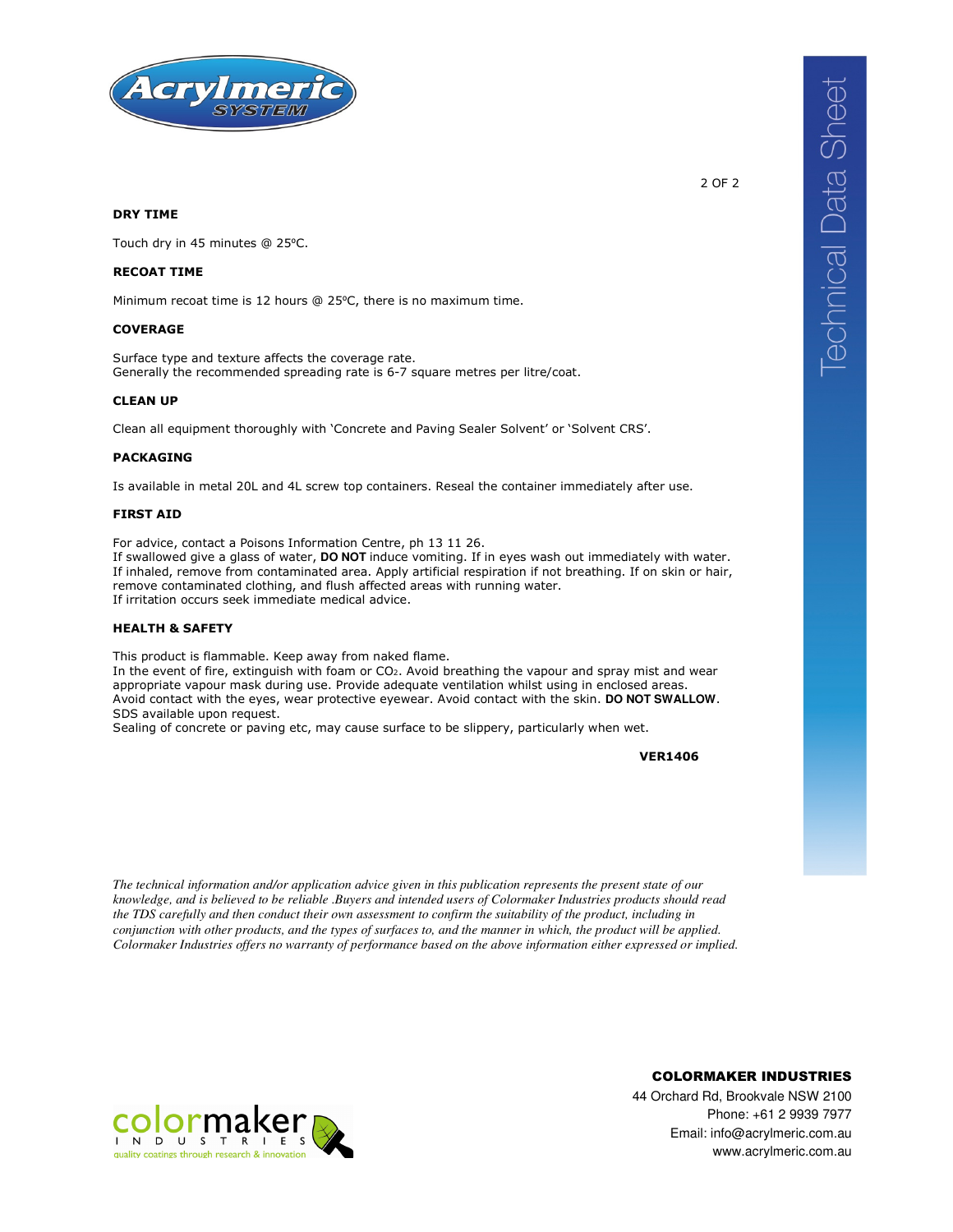### DRY TIME

Touch dry in 45 minutes @ 25ºC.

### RECOAT TIME

Minimum recoat time is 12 hours @ 25ºC, there is no maximum time.

### COVERAGE

Surface type and texture affects the coverage rate.
Generally the recommended spreading rate is 6-7 square metres per litre/coat.

### CLEAN UP

Clean all equipment thoroughly with 'Concrete and Paving Sealer Solvent' or 'Solvent CRS'.

### PACKAGING

Is available in metal 20L and 4L screw top containers. Reseal the container immediately after use.

### FIRST AID

For advice, contact a Poisons Information Centre, ph 13 11 26.
If swallowed give a glass of water, **DO NOT** induce vomiting. If in eyes wash out immediately with water. If inhaled, remove from contaminated area. Apply artificial respiration if not breathing. If on skin or hair, remove contaminated clothing, and flush affected areas with running water.
If irritation occurs seek immediate medical advice.

### HEALTH & SAFETY

This product is flammable. Keep away from naked flame.
In the event of fire, extinguish with foam or $CO_2$. Avoid breathing the vapour and spray mist and wear appropriate vapour mask during use. Provide adequate ventilation whilst using in enclosed areas.
Avoid contact with the eyes, wear protective eyewear. Avoid contact with the skin. **DO NOT SWALLOW**.
SDS available upon request.
Sealing of concrete or paving etc, may cause surface to be slippery, particularly when wet.

**VER1406**

*The technical information and/or application advice given in this publication represents the present state of our knowledge, and is believed to be reliable .Buyers and intended users of Colormaker Industries products should read the TDS carefully and then conduct their own assessment to confirm the suitability of the product, including in conjunction with other products, and the types of surfaces to, and the manner in which, the product will be applied. Colormaker Industries offers no warranty of performance based on the above information either expressed or implied.*

**COLORMAKER INDUSTRIES**
44 Orchard Rd, Brookvale NSW 2100
Phone: +61 2 9939 7977
Email: info@acrylmeric.com.au
www.acrylmeric.com.au